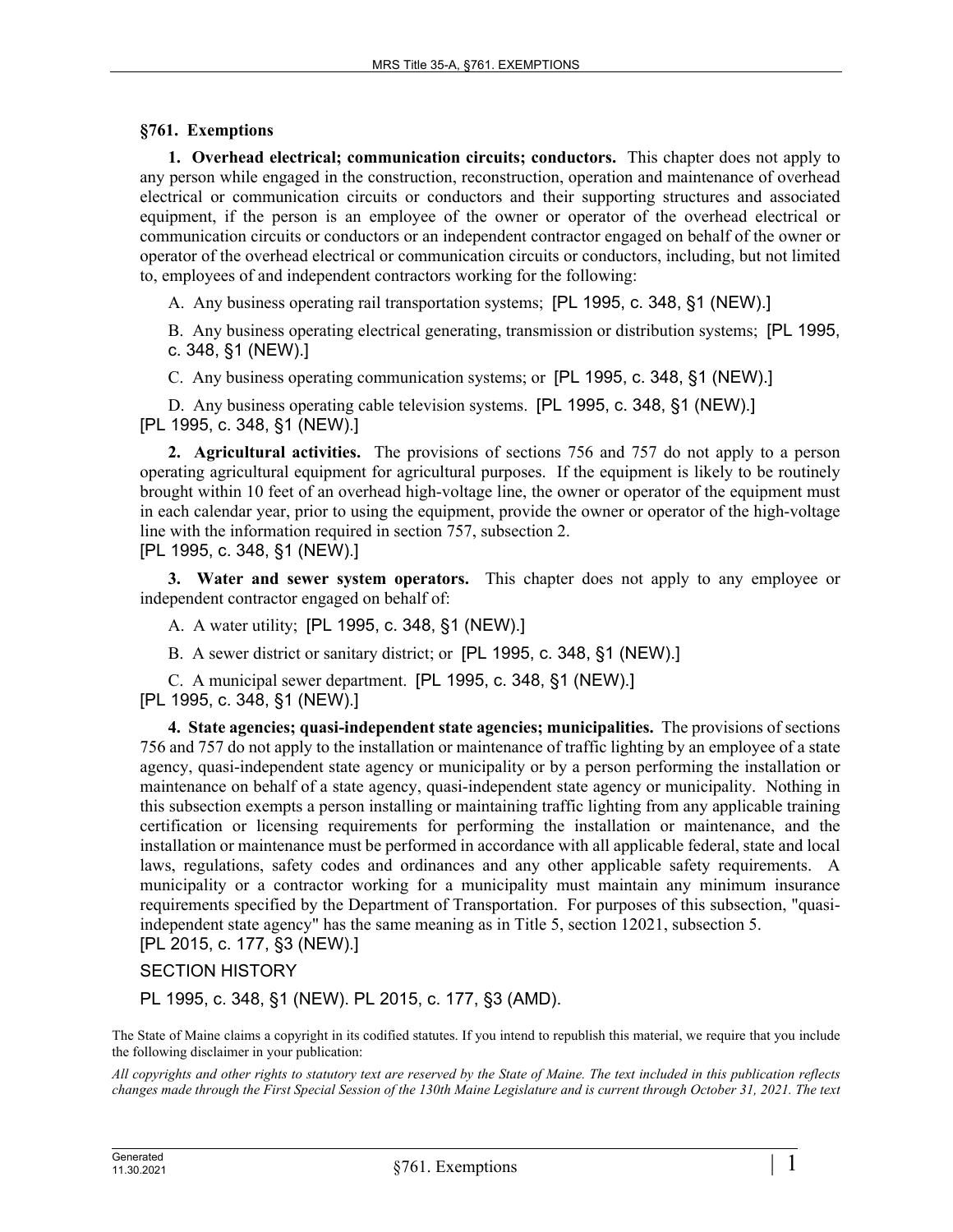## §761. Exemptions

**1. Overhead electrical; communication circuits; conductors.** This chapter does not apply to any person while engaged in the construction, reconstruction, operation and maintenance of overhead electrical or communication circuits or conductors and their supporting structures and associated equipment, if the person is an employee of the owner or operator of the overhead electrical or communication circuits or conductors or an independent contractor engaged on behalf of the owner or operator of the overhead electrical or communication circuits or conductors, including, but not limited to, employees of and independent contractors working for the following:

A. Any business operating rail transportation systems; [PL 1995, c. 348, §1 (NEW).]

B. Any business operating electrical generating, transmission or distribution systems; [PL 1995, c. 348, §1 (NEW).]

C. Any business operating communication systems; or [PL 1995, c. 348, §1 (NEW).]

D. Any business operating cable television systems. [PL 1995, c. 348, §1 (NEW).]

[PL 1995, c. 348, §1 (NEW).]

**2. Agricultural activities.** The provisions of sections 756 and 757 do not apply to a person operating agricultural equipment for agricultural purposes. If the equipment is likely to be routinely brought within 10 feet of an overhead high-voltage line, the owner or operator of the equipment must in each calendar year, prior to using the equipment, provide the owner or operator of the high-voltage line with the information required in section 757, subsection 2.

[PL 1995, c. 348, §1 (NEW).]

**3. Water and sewer system operators.** This chapter does not apply to any employee or independent contractor engaged on behalf of:

A. A water utility; [PL 1995, c. 348, §1 (NEW).]

B. A sewer district or sanitary district; or [PL 1995, c. 348, §1 (NEW).]

C. A municipal sewer department. [PL 1995, c. 348, §1 (NEW).]

[PL 1995, c. 348, §1 (NEW).]

**4. State agencies; quasi-independent state agencies; municipalities.** The provisions of sections 756 and 757 do not apply to the installation or maintenance of traffic lighting by an employee of a state agency, quasi-independent state agency or municipality or by a person performing the installation or maintenance on behalf of a state agency, quasi-independent state agency or municipality. Nothing in this subsection exempts a person installing or maintaining traffic lighting from any applicable training certification or licensing requirements for performing the installation or maintenance, and the installation or maintenance must be performed in accordance with all applicable federal, state and local laws, regulations, safety codes and ordinances and any other applicable safety requirements. A municipality or a contractor working for a municipality must maintain any minimum insurance requirements specified by the Department of Transportation. For purposes of this subsection, "quasi-independent state agency" has the same meaning as in Title 5, section 12021, subsection 5.

[PL 2015, c. 177, §3 (NEW).]

SECTION HISTORY

PL 1995, c. 348, §1 (NEW). PL 2015, c. 177, §3 (AMD).

The State of Maine claims a copyright in its codified statutes. If you intend to republish this material, we require that you include the following disclaimer in your publication:

*All copyrights and other rights to statutory text are reserved by the State of Maine. The text included in this publication reflects changes made through the First Special Session of the 130th Maine Legislature and is current through October 31, 2021. The text*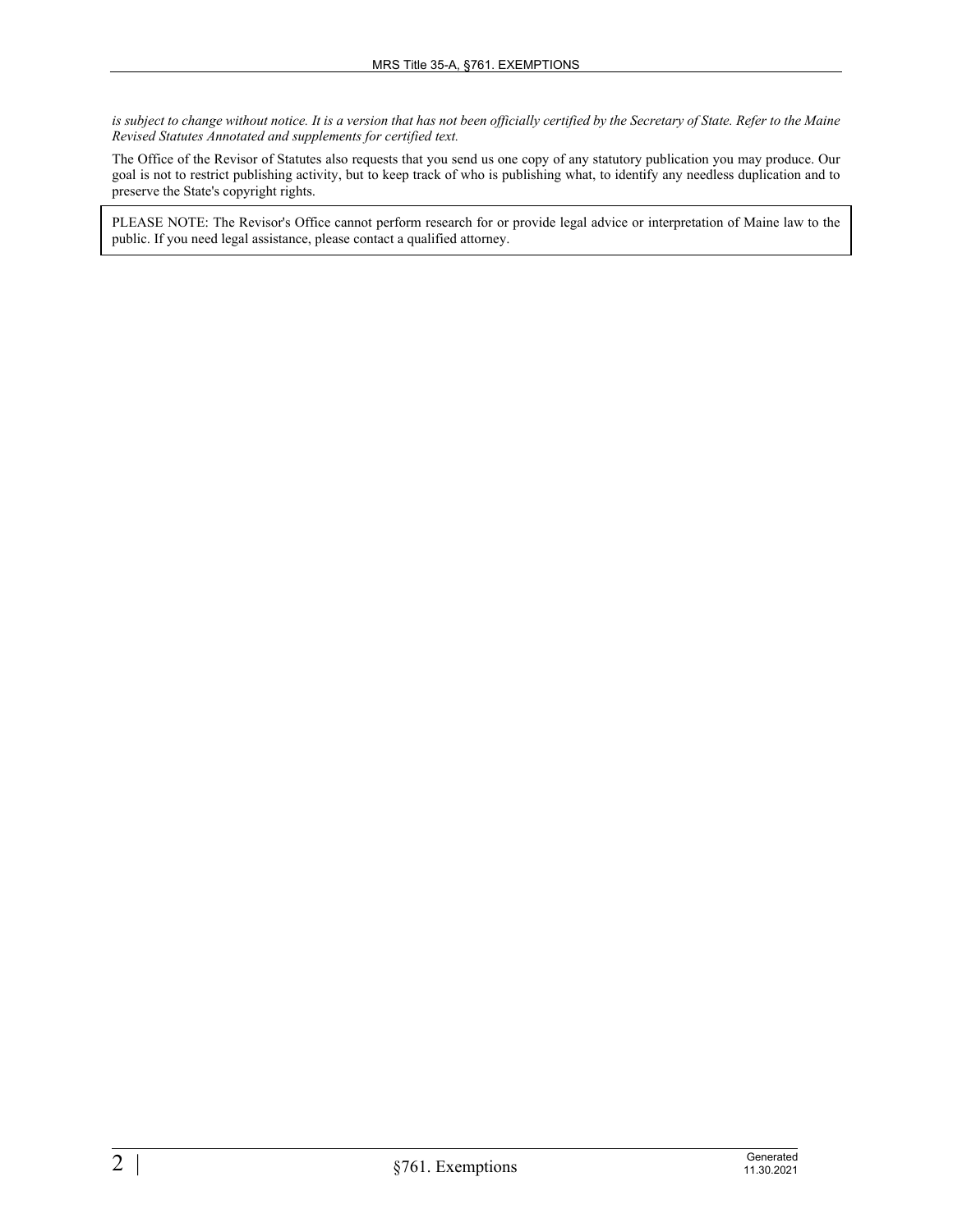*is subject to change without notice. It is a version that has not been officially certified by the Secretary of State. Refer to the Maine Revised Statutes Annotated and supplements for certified text.*

The Office of the Revisor of Statutes also requests that you send us one copy of any statutory publication you may produce. Our goal is not to restrict publishing activity, but to keep track of who is publishing what, to identify any needless duplication and to preserve the State's copyright rights.

PLEASE NOTE: The Revisor's Office cannot perform research for or provide legal advice or interpretation of Maine law to the public. If you need legal assistance, please contact a qualified attorney.